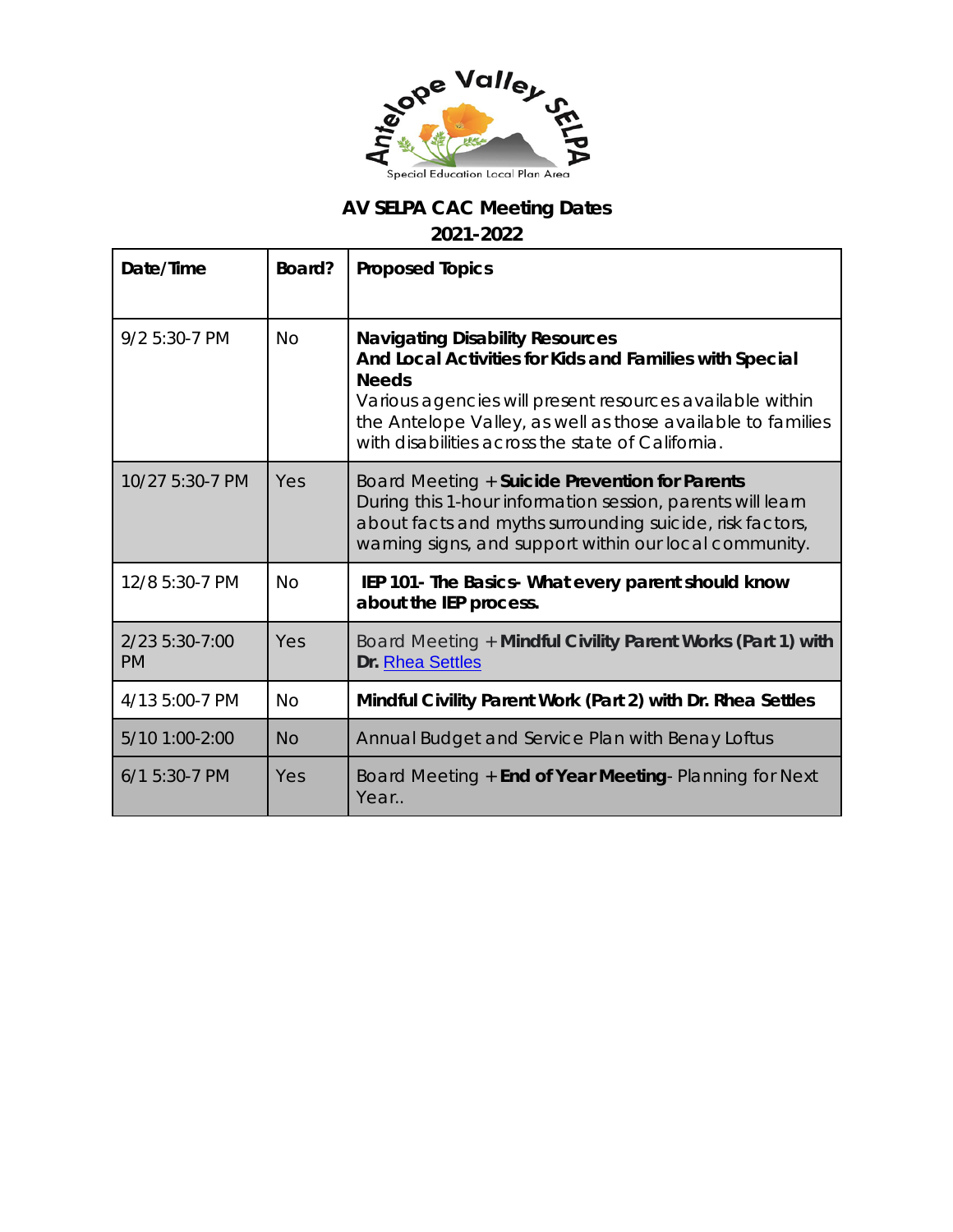Antelope Valley SELPA

Special Education Local Plan Area

## AV SELPA CAC Meeting Dates
## 2021-2022

| Date/Time | Board? | Proposed Topics |
|---|---|---|
| 9/2 5:30-7 PM | No | **Navigating Disability Resources And Local Activities for Kids and Families with Special Needs** Various agencies will present resources available within the Antelope Valley, as well as those available to families with disabilities across the state of California. |
| 10/27 5:30-7 PM | Yes | Board Meeting + **Suicide Prevention for Parents** During this 1-hour information session, parents will learn about facts and myths surrounding suicide, risk factors, warning signs, and support within our local community. |
| 12/8 5:30-7 PM | No | **IEP 101- The Basics- What every parent should know about the IEP process.** |
| 2/23 5:30-7:00 PM | Yes | Board Meeting + **Mindful Civility Parent Works (Part 1) with Dr.** Rhea Settles |
| 4/13 5:00-7 PM | No | **Mindful Civility Parent Work (Part 2) with Dr. Rhea Settles** |
| 5/10 1:00-2:00 | No | Annual Budget and Service Plan with Benay Loftus |
| 6/1 5:30-7 PM | Yes | Board Meeting + **End of Year Meeting**- Planning for Next Year.. |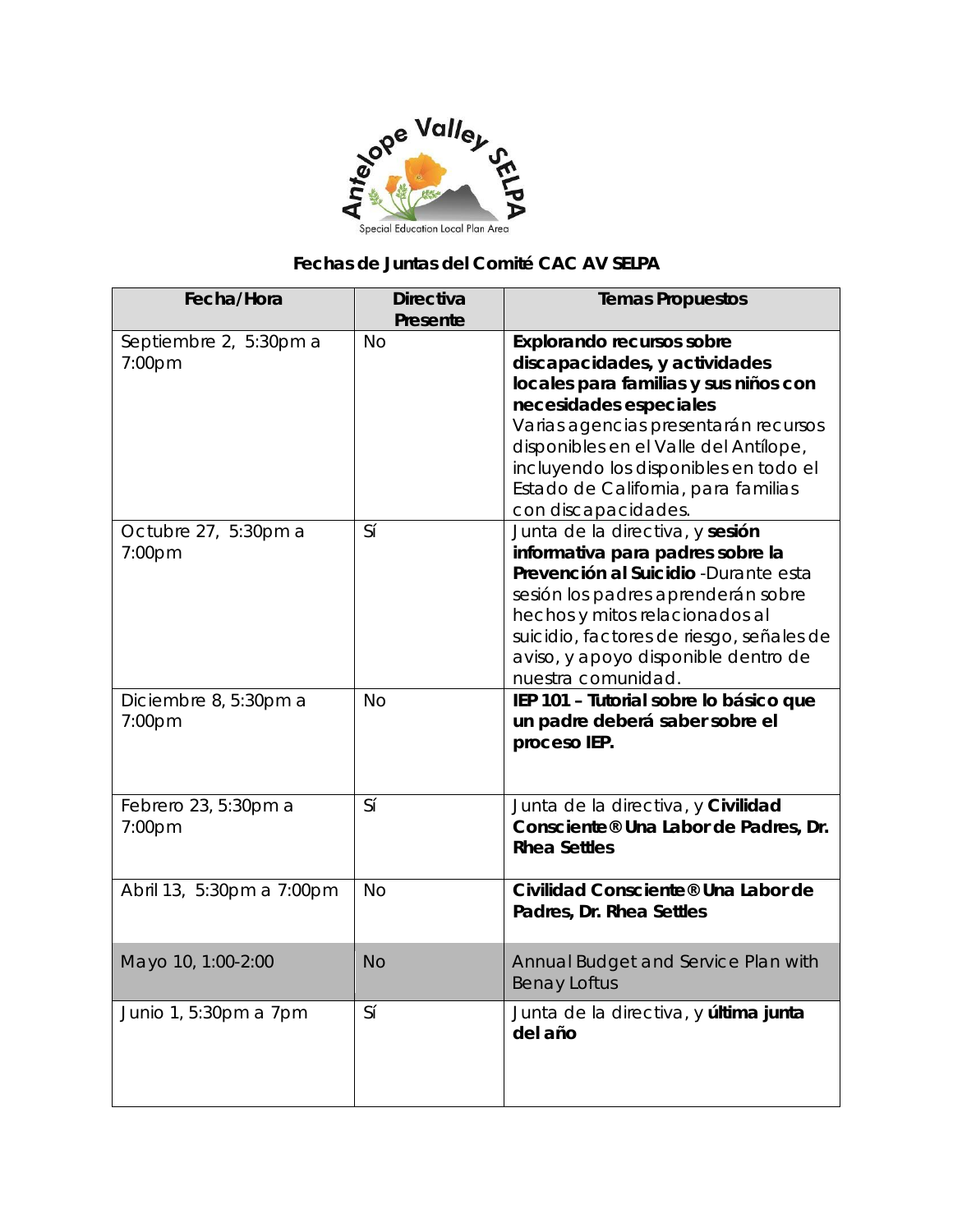Antelope Valley SELPA
Special Education Local Plan Area

## Fechas de Juntas del Comité CAC AV SELPA

| Fecha/Hora | Directiva Presente | Temas Propuestos |
|---|---|---|
| Septiembre 2, 5:30pm a 7:00pm | No | **Explorando recursos sobre discapacidades, y actividades locales para familias y sus niños con necesidades especiales** Varias agencias presentarán recursos disponibles en el Valle del Antílope, incluyendo los disponibles en todo el Estado de California, para familias con discapacidades. |
| Octubre 27, 5:30pm a 7:00pm | Sí | Junta de la directiva, y **sesión informativa para padres sobre la Prevención al Suicidio** -Durante esta sesión los padres aprenderán sobre hechos y mitos relacionados al suicidio, factores de riesgo, señales de aviso, y apoyo disponible dentro de nuestra comunidad. |
| Diciembre 8, 5:30pm a 7:00pm | No | **IEP 101 – Tutorial sobre lo básico que un padre deberá saber sobre el proceso IEP.** |
| Febrero 23, 5:30pm a 7:00pm | Sí | Junta de la directiva, y **Civilidad Consciente® Una Labor de Padres, Dr. Rhea Settles** |
| Abril 13, 5:30pm a 7:00pm | No | **Civilidad Consciente® Una Labor de Padres, Dr. Rhea Settles** |
| Mayo 10, 1:00-2:00 | No | Annual Budget and Service Plan with Benay Loftus |
| Junio 1, 5:30pm a 7pm | Sí | Junta de la directiva, y **última junta del año** |